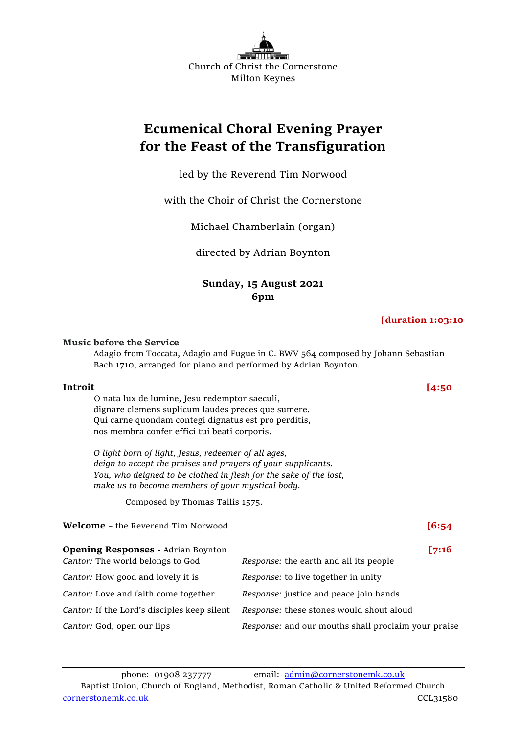Church of Christ the Cornerstone
Milton Keynes

# Ecumenical Choral Evening Prayer for the Feast of the Transfiguration

led by the Reverend Tim Norwood

with the Choir of Christ the Cornerstone

Michael Chamberlain (organ)

directed by Adrian Boynton

**Sunday, 15 August 2021**
**6pm**

**[duration 1:03:10**

**Music before the Service**

Adagio from Toccata, Adagio and Fugue in C. BWV 564 composed by Johann Sebastian Bach 1710, arranged for piano and performed by Adrian Boynton.

**Introit** **[4:50**

O nata lux de lumine, Jesu redemptor saeculi,
dignare clemens suplicum laudes preces que sumere.
Qui carne quondam contegi dignatus est pro perditis,
nos membra confer effici tui beati corporis.

*O light born of light, Jesus, redeemer of all ages,*
*deign to accept the praises and prayers of your supplicants.*
*You, who deigned to be clothed in flesh for the sake of the lost,*
*make us to become members of your mystical body.*

Composed by Thomas Tallis 1575.

**Welcome** – the Reverend Tim Norwood **[6:54**

**Opening Responses** - Adrian Boynton **[7:16**

| | |
|---|---|
| *Cantor:* The world belongs to God | *Response:* the earth and all its people |
| *Cantor:* How good and lovely it is | *Response:* to live together in unity |
| *Cantor:* Love and faith come together | *Response:* justice and peace join hands |
| *Cantor:* If the Lord's disciples keep silent | *Response:* these stones would shout aloud |
| *Cantor:* God, open our lips | *Response:* and our mouths shall proclaim your praise |

phone: 01908 237777 email: admin@cornerstonemk.co.uk
Baptist Union, Church of England, Methodist, Roman Catholic & United Reformed Church
cornerstonemk.co.uk CCL31580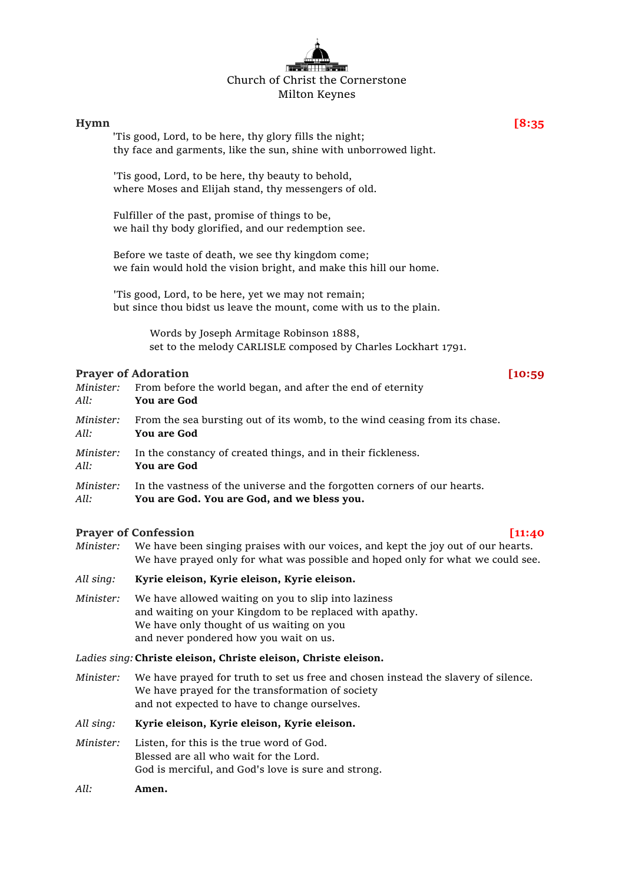Church of Christ the Cornerstone
Milton Keynes

## Hymn **[8:35**

'Tis good, Lord, to be here, thy glory fills the night;
thy face and garments, like the sun, shine with unborrowed light.

'Tis good, Lord, to be here, thy beauty to behold,
where Moses and Elijah stand, thy messengers of old.

Fulfiller of the past, promise of things to be,
we hail thy body glorified, and our redemption see.

Before we taste of death, we see thy kingdom come;
we fain would hold the vision bright, and make this hill our home.

'Tis good, Lord, to be here, yet we may not remain;
but since thou bidst us leave the mount, come with us to the plain.

Words by Joseph Armitage Robinson 1888,
set to the melody CARLISLE composed by Charles Lockhart 1791.

## Prayer of Adoration **[10:59**

*Minister:* From before the world began, and after the end of eternity
*All:* **You are God**

*Minister:* From the sea bursting out of its womb, to the wind ceasing from its chase.
*All:* **You are God**

*Minister:* In the constancy of created things, and in their fickleness.
*All:* **You are God**

*Minister:* In the vastness of the universe and the forgotten corners of our hearts.
*All:* **You are God. You are God, and we bless you.**

## Prayer of Confession **[11:40**

*Minister:* We have been singing praises with our voices, and kept the joy out of our hearts.
We have prayed only for what was possible and hoped only for what we could see.

*All sing:* **Kyrie eleison, Kyrie eleison, Kyrie eleison.**

*Minister:* We have allowed waiting on you to slip into laziness
and waiting on your Kingdom to be replaced with apathy.
We have only thought of us waiting on you
and never pondered how you wait on us.

*Ladies sing:* **Christe eleison, Christe eleison, Christe eleison.**

*Minister:* We have prayed for truth to set us free and chosen instead the slavery of silence.
We have prayed for the transformation of society
and not expected to have to change ourselves.

*All sing:* **Kyrie eleison, Kyrie eleison, Kyrie eleison.**

*Minister:* Listen, for this is the true word of God.
Blessed are all who wait for the Lord.
God is merciful, and God's love is sure and strong.

*All:* **Amen.**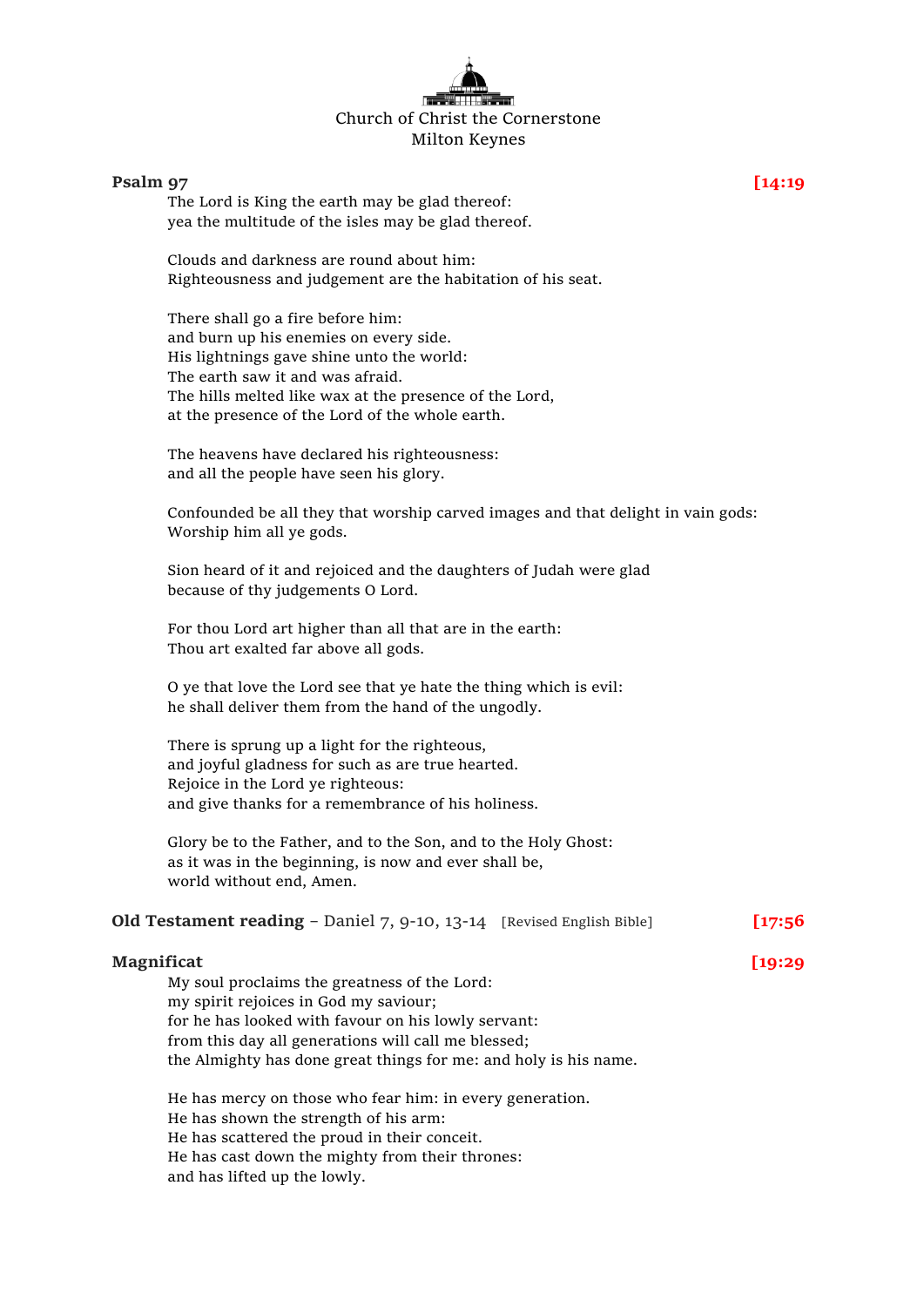Church of Christ the Cornerstone
Milton Keynes

**Psalm 97** **[14:19**

The Lord is King the earth may be glad thereof:
yea the multitude of the isles may be glad thereof.

Clouds and darkness are round about him:
Righteousness and judgement are the habitation of his seat.

There shall go a fire before him:
and burn up his enemies on every side.
His lightnings gave shine unto the world:
The earth saw it and was afraid.
The hills melted like wax at the presence of the Lord,
at the presence of the Lord of the whole earth.

The heavens have declared his righteousness:
and all the people have seen his glory.

Confounded be all they that worship carved images and that delight in vain gods:
Worship him all ye gods.

Sion heard of it and rejoiced and the daughters of Judah were glad
because of thy judgements O Lord.

For thou Lord art higher than all that are in the earth:
Thou art exalted far above all gods.

O ye that love the Lord see that ye hate the thing which is evil:
he shall deliver them from the hand of the ungodly.

There is sprung up a light for the righteous,
and joyful gladness for such as are true hearted.
Rejoice in the Lord ye righteous:
and give thanks for a remembrance of his holiness.

Glory be to the Father, and to the Son, and to the Holy Ghost:
as it was in the beginning, is now and ever shall be,
world without end, Amen.

**Old Testament reading** – Daniel 7, 9-10, 13-14 [Revised English Bible] **[17:56**

**Magnificat** **[19:29**

My soul proclaims the greatness of the Lord:
my spirit rejoices in God my saviour;
for he has looked with favour on his lowly servant:
from this day all generations will call me blessed;
the Almighty has done great things for me: and holy is his name.

He has mercy on those who fear him: in every generation.
He has shown the strength of his arm:
He has scattered the proud in their conceit.
He has cast down the mighty from their thrones:
and has lifted up the lowly.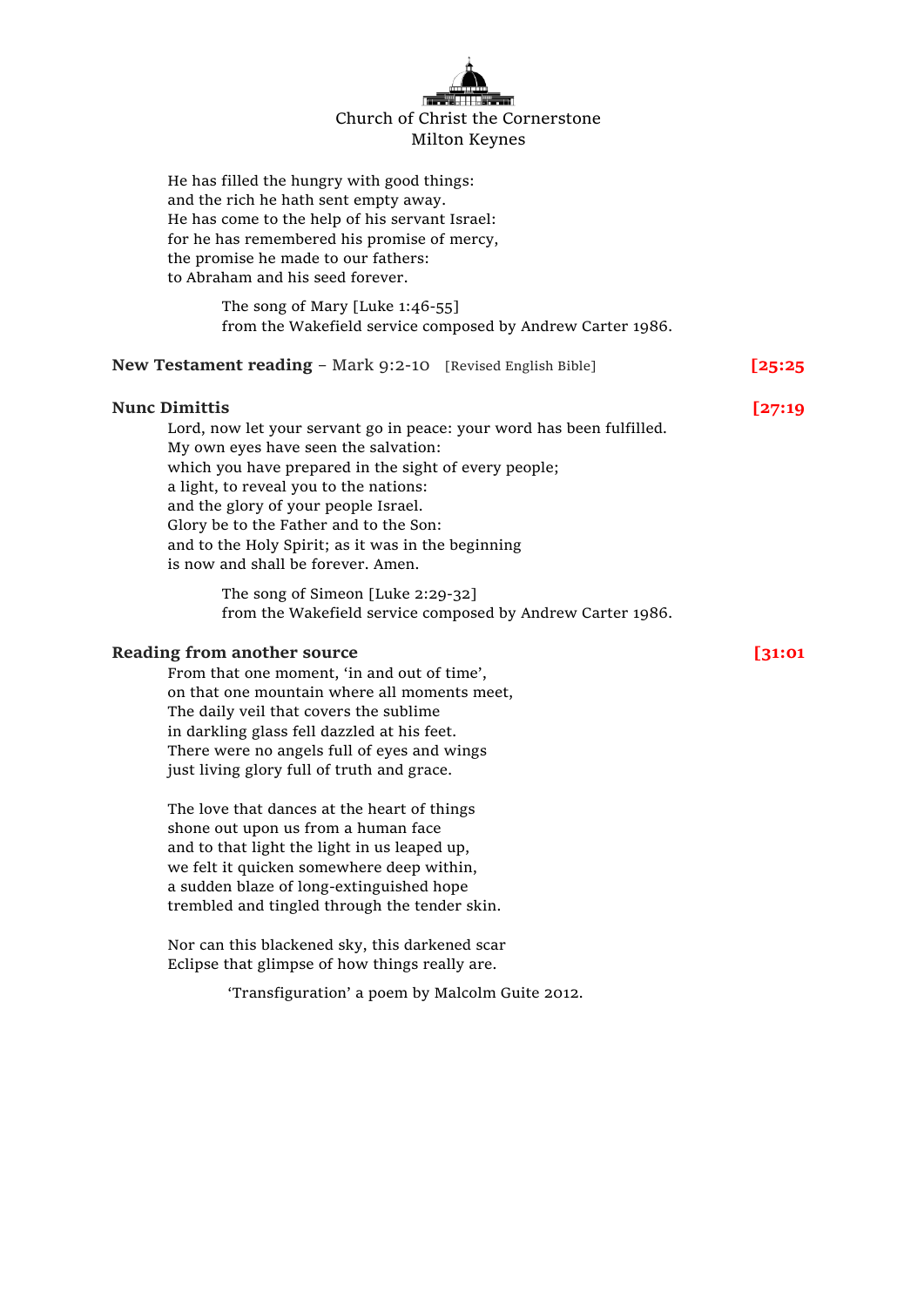He has filled the hungry with good things:
and the rich he hath sent empty away.
He has come to the help of his servant Israel:
for he has remembered his promise of mercy,
the promise he made to our fathers:
to Abraham and his seed forever.

The song of Mary [Luke 1:46-55]
from the Wakefield service composed by Andrew Carter 1986.

**New Testament reading** – Mark 9:2-10 [Revised English Bible] **[25:25**

**Nunc Dimittis** **[27:19**

Lord, now let your servant go in peace: your word has been fulfilled.
My own eyes have seen the salvation:
which you have prepared in the sight of every people;
a light, to reveal you to the nations:
and the glory of your people Israel.
Glory be to the Father and to the Son:
and to the Holy Spirit; as it was in the beginning
is now and shall be forever. Amen.

The song of Simeon [Luke 2:29-32]
from the Wakefield service composed by Andrew Carter 1986.

**Reading from another source** **[31:01**

From that one moment, 'in and out of time',
on that one mountain where all moments meet,
The daily veil that covers the sublime
in darkling glass fell dazzled at his feet.
There were no angels full of eyes and wings
just living glory full of truth and grace.

The love that dances at the heart of things
shone out upon us from a human face
and to that light the light in us leaped up,
we felt it quicken somewhere deep within,
a sudden blaze of long-extinguished hope
trembled and tingled through the tender skin.

Nor can this blackened sky, this darkened scar
Eclipse that glimpse of how things really are.

'Transfiguration' a poem by Malcolm Guite 2012.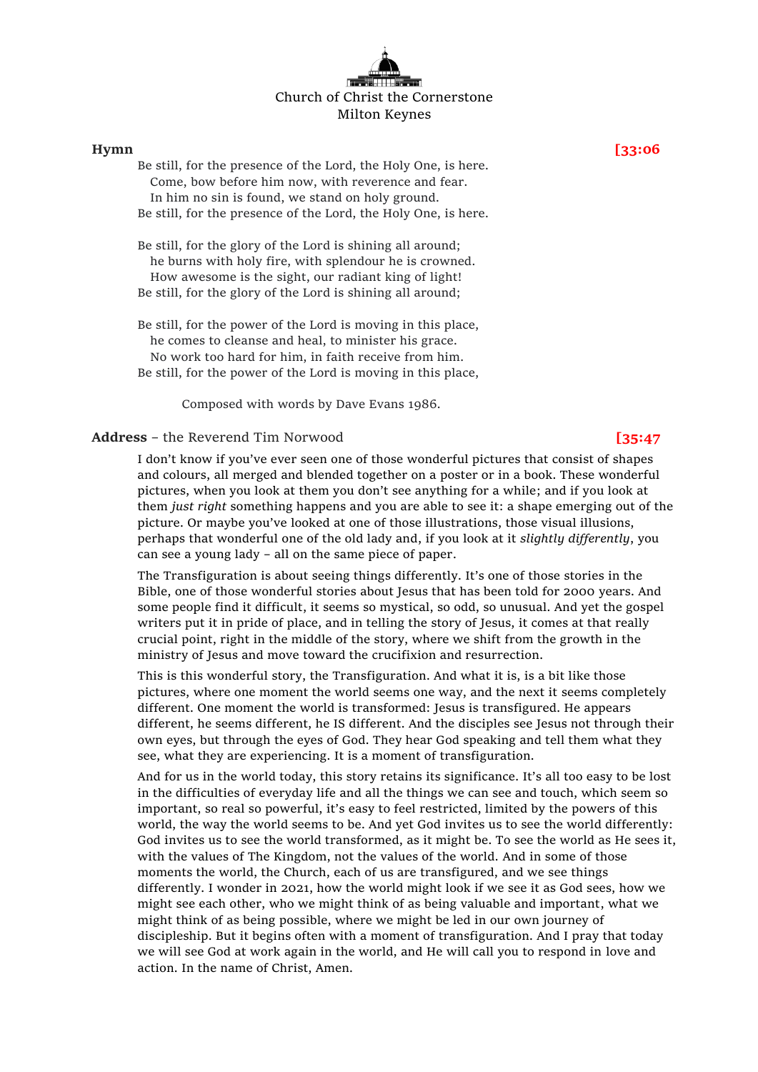Church of Christ the Cornerstone
Milton Keynes

**Hymn** [33:06

Be still, for the presence of the Lord, the Holy One, is here.
Come, bow before him now, with reverence and fear.
In him no sin is found, we stand on holy ground.
Be still, for the presence of the Lord, the Holy One, is here.

Be still, for the glory of the Lord is shining all around;
he burns with holy fire, with splendour he is crowned.
How awesome is the sight, our radiant king of light!
Be still, for the glory of the Lord is shining all around;

Be still, for the power of the Lord is moving in this place,
he comes to cleanse and heal, to minister his grace.
No work too hard for him, in faith receive from him.
Be still, for the power of the Lord is moving in this place,

Composed with words by Dave Evans 1986.

**Address** – the Reverend Tim Norwood [35:47

I don't know if you've ever seen one of those wonderful pictures that consist of shapes and colours, all merged and blended together on a poster or in a book. These wonderful pictures, when you look at them you don't see anything for a while; and if you look at them *just right* something happens and you are able to see it: a shape emerging out of the picture. Or maybe you've looked at one of those illustrations, those visual illusions, perhaps that wonderful one of the old lady and, if you look at it *slightly differently*, you can see a young lady – all on the same piece of paper.

The Transfiguration is about seeing things differently. It's one of those stories in the Bible, one of those wonderful stories about Jesus that has been told for 2000 years. And some people find it difficult, it seems so mystical, so odd, so unusual. And yet the gospel writers put it in pride of place, and in telling the story of Jesus, it comes at that really crucial point, right in the middle of the story, where we shift from the growth in the ministry of Jesus and move toward the crucifixion and resurrection.

This is this wonderful story, the Transfiguration. And what it is, is a bit like those pictures, where one moment the world seems one way, and the next it seems completely different. One moment the world is transformed: Jesus is transfigured. He appears different, he seems different, he IS different. And the disciples see Jesus not through their own eyes, but through the eyes of God. They hear God speaking and tell them what they see, what they are experiencing. It is a moment of transfiguration.

And for us in the world today, this story retains its significance. It's all too easy to be lost in the difficulties of everyday life and all the things we can see and touch, which seem so important, so real so powerful, it's easy to feel restricted, limited by the powers of this world, the way the world seems to be. And yet God invites us to see the world differently: God invites us to see the world transformed, as it might be. To see the world as He sees it, with the values of The Kingdom, not the values of the world. And in some of those moments the world, the Church, each of us are transfigured, and we see things differently. I wonder in 2021, how the world might look if we see it as God sees, how we might see each other, who we might think of as being valuable and important, what we might think of as being possible, where we might be led in our own journey of discipleship. But it begins often with a moment of transfiguration. And I pray that today we will see God at work again in the world, and He will call you to respond in love and action. In the name of Christ, Amen.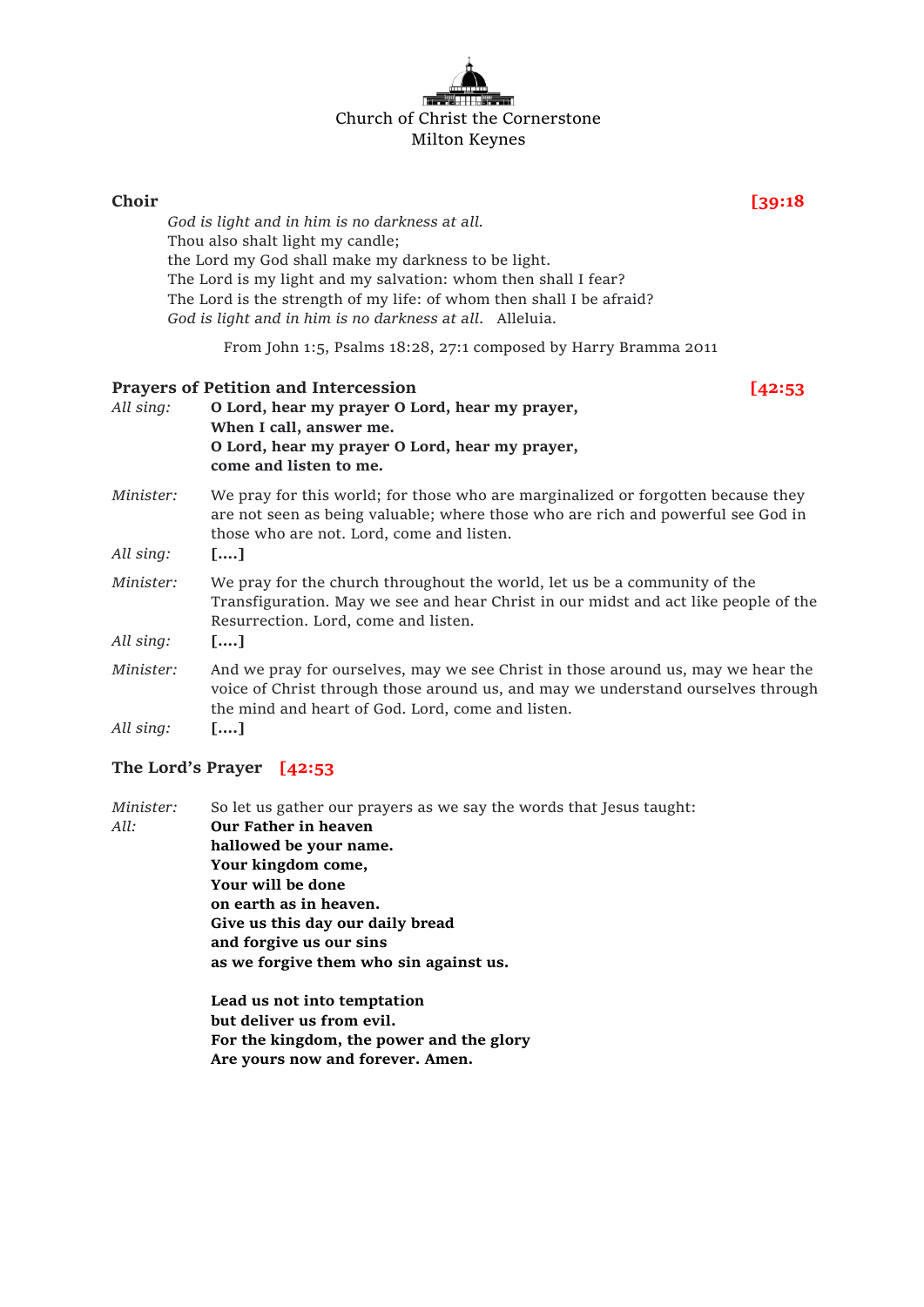Church of Christ the Cornerstone
Milton Keynes

**Choir** **[39:18**

*God is light and in him is no darkness at all.*
Thou also shalt light my candle;
the Lord my God shall make my darkness to be light.
The Lord is my light and my salvation: whom then shall I fear?
The Lord is the strength of my life: of whom then shall I be afraid?
*God is light and in him is no darkness at all.* Alleluia.

From John 1:5, Psalms 18:28, 27:1 composed by Harry Bramma 2011

**Prayers of Petition and Intercession** **[42:53**

*All sing:* **O Lord, hear my prayer O Lord, hear my prayer,**
**When I call, answer me.**
**O Lord, hear my prayer O Lord, hear my prayer,**
**come and listen to me.**

*Minister:* We pray for this world; for those who are marginalized or forgotten because they are not seen as being valuable; where those who are rich and powerful see God in those who are not. Lord, come and listen.

*All sing:* **[....]**

*Minister:* We pray for the church throughout the world, let us be a community of the Transfiguration. May we see and hear Christ in our midst and act like people of the Resurrection. Lord, come and listen.

*All sing:* **[....]**

*Minister:* And we pray for ourselves, may we see Christ in those around us, may we hear the voice of Christ through those around us, and may we understand ourselves through the mind and heart of God. Lord, come and listen.

*All sing:* **[....]**

**The Lord's Prayer** **[42:53**

*Minister:* So let us gather our prayers as we say the words that Jesus taught:

*All:* **Our Father in heaven**
**hallowed be your name.**
**Your kingdom come,**
**Your will be done**
**on earth as in heaven.**
**Give us this day our daily bread**
**and forgive us our sins**
**as we forgive them who sin against us.**

**Lead us not into temptation**
**but deliver us from evil.**
**For the kingdom, the power and the glory**
**Are yours now and forever. Amen.**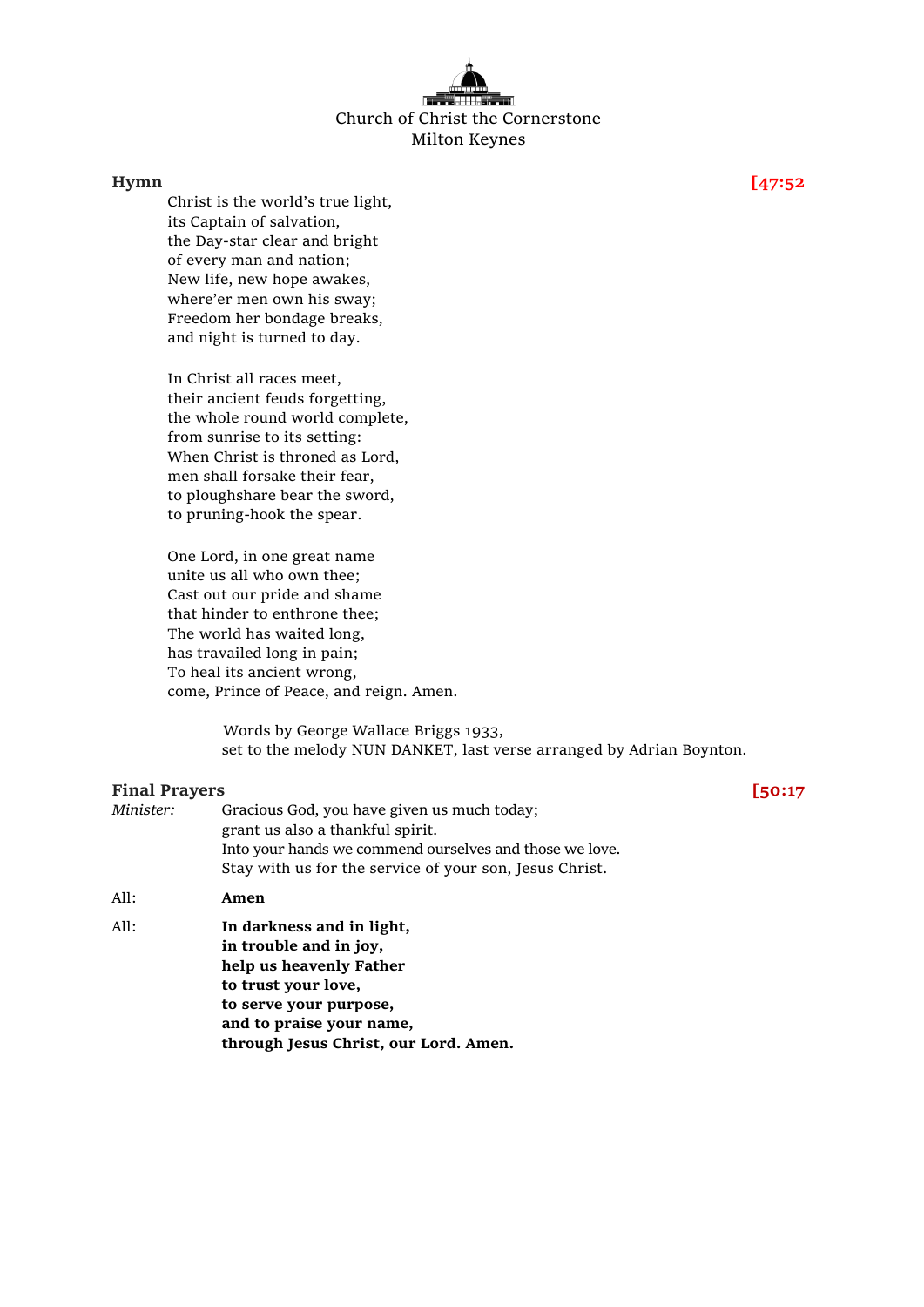Church of Christ the Cornerstone
Milton Keynes

## Hymn [47:52

Christ is the world's true light,
its Captain of salvation,
the Day-star clear and bright
of every man and nation;
New life, new hope awakes,
where'er men own his sway;
Freedom her bondage breaks,
and night is turned to day.

In Christ all races meet,
their ancient feuds forgetting,
the whole round world complete,
from sunrise to its setting:
When Christ is throned as Lord,
men shall forsake their fear,
to ploughshare bear the sword,
to pruning-hook the spear.

One Lord, in one great name
unite us all who own thee;
Cast out our pride and shame
that hinder to enthrone thee;
The world has waited long,
has travailed long in pain;
To heal its ancient wrong,
come, Prince of Peace, and reign. Amen.

Words by George Wallace Briggs 1933,
set to the melody NUN DANKET, last verse arranged by Adrian Boynton.

## Final Prayers [50:17

*Minister:* Gracious God, you have given us much today;
grant us also a thankful spirit.
Into your hands we commend ourselves and those we love.
Stay with us for the service of your son, Jesus Christ.

All: **Amen**

All: **In darkness and in light,**
**in trouble and in joy,**
**help us heavenly Father**
**to trust your love,**
**to serve your purpose,**
**and to praise your name,**
**through Jesus Christ, our Lord. Amen.**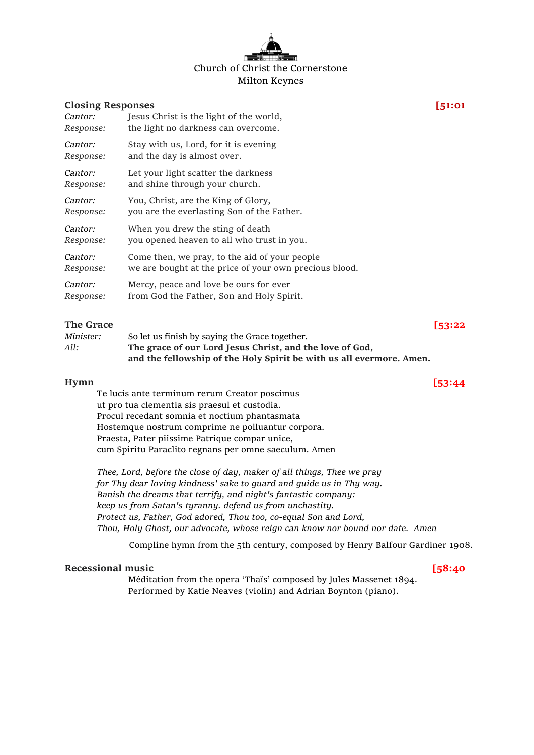Church of Christ the Cornerstone
Milton Keynes

## Closing Responses [51:01

| | |
|---|---|
| *Cantor:* | Jesus Christ is the light of the world, |
| *Response:* | the light no darkness can overcome. |
| *Cantor:* | Stay with us, Lord, for it is evening |
| *Response:* | and the day is almost over. |
| *Cantor:* | Let your light scatter the darkness |
| *Response:* | and shine through your church. |
| *Cantor:* | You, Christ, are the King of Glory, |
| *Response:* | you are the everlasting Son of the Father. |
| *Cantor:* | When you drew the sting of death |
| *Response:* | you opened heaven to all who trust in you. |
| *Cantor:* | Come then, we pray, to the aid of your people |
| *Response:* | we are bought at the price of your own precious blood. |
| *Cantor:* | Mercy, peace and love be ours for ever |
| *Response:* | from God the Father, Son and Holy Spirit. |

## The Grace [53:22

| | |
|---|---|
| *Minister:* | So let us finish by saying the Grace together. |
| *All:* | **The grace of our Lord Jesus Christ, and the love of God, and the fellowship of the Holy Spirit be with us all evermore. Amen.** |

## Hymn [53:44

Te lucis ante terminum rerum Creator poscimus
ut pro tua clementia sis praesul et custodia.
Procul recedant somnia et noctium phantasmata
Hostemque nostrum comprime ne polluantur corpora.
Praesta, Pater piissime Patrique compar unice,
cum Spiritu Paraclito regnans per omne saeculum. Amen

*Thee, Lord, before the close of day, maker of all things, Thee we pray*
*for Thy dear loving kindness' sake to guard and guide us in Thy way.*
*Banish the dreams that terrify, and night's fantastic company:*
*keep us from Satan's tyranny. defend us from unchastity.*
*Protect us, Father, God adored, Thou too, co-equal Son and Lord,*
*Thou, Holy Ghost, our advocate, whose reign can know nor bound nor date. Amen*

Compline hymn from the 5th century, composed by Henry Balfour Gardiner 1908.

## Recessional music [58:40

Méditation from the opera 'Thaïs' composed by Jules Massenet 1894.
Performed by Katie Neaves (violin) and Adrian Boynton (piano).